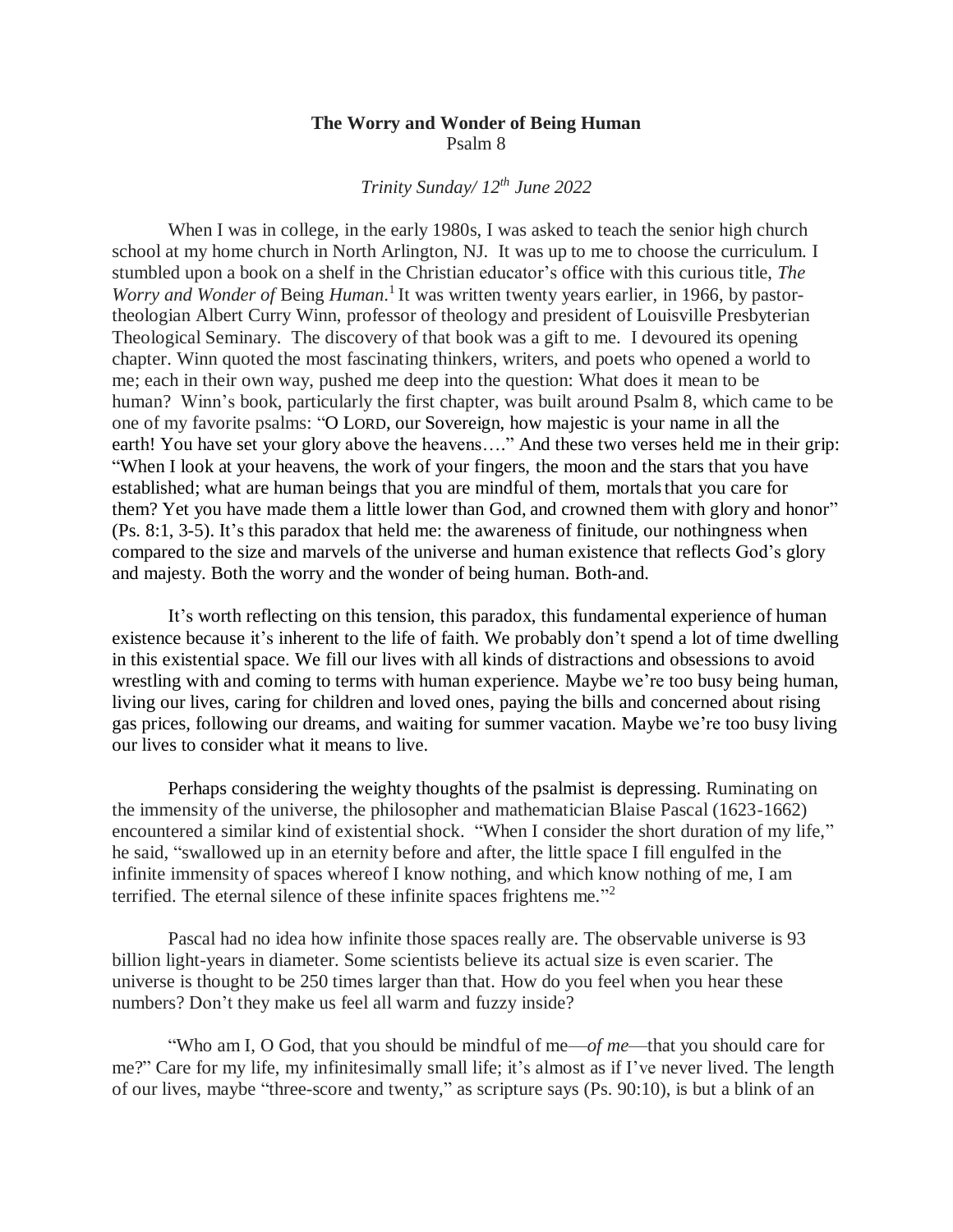# The Worry and Wonder of Being Human

Psalm 8

*Trinity Sunday/ 12th June 2022*

When I was in college, in the early 1980s, I was asked to teach the senior high church school at my home church in North Arlington, NJ. It was up to me to choose the curriculum. I stumbled upon a book on a shelf in the Christian educator's office with this curious title, *The Worry and Wonder of* Being *Human*.[1] It was written twenty years earlier, in 1966, by pastor-theologian Albert Curry Winn, professor of theology and president of Louisville Presbyterian Theological Seminary. The discovery of that book was a gift to me. I devoured its opening chapter. Winn quoted the most fascinating thinkers, writers, and poets who opened a world to me; each in their own way, pushed me deep into the question: What does it mean to be human? Winn's book, particularly the first chapter, was built around Psalm 8, which came to be one of my favorite psalms: "O LORD, our Sovereign, how majestic is your name in all the earth! You have set your glory above the heavens…." And these two verses held me in their grip: "When I look at your heavens, the work of your fingers, the moon and the stars that you have established; what are human beings that you are mindful of them, mortals that you care for them? Yet you have made them a little lower than God, and crowned them with glory and honor" (Ps. 8:1, 3-5). It's this paradox that held me: the awareness of finitude, our nothingness when compared to the size and marvels of the universe and human existence that reflects God's glory and majesty. Both the worry and the wonder of being human. Both-and.

It's worth reflecting on this tension, this paradox, this fundamental experience of human existence because it's inherent to the life of faith. We probably don't spend a lot of time dwelling in this existential space. We fill our lives with all kinds of distractions and obsessions to avoid wrestling with and coming to terms with human experience. Maybe we're too busy being human, living our lives, caring for children and loved ones, paying the bills and concerned about rising gas prices, following our dreams, and waiting for summer vacation. Maybe we're too busy living our lives to consider what it means to live.

Perhaps considering the weighty thoughts of the psalmist is depressing. Ruminating on the immensity of the universe, the philosopher and mathematician Blaise Pascal (1623-1662) encountered a similar kind of existential shock. "When I consider the short duration of my life," he said, "swallowed up in an eternity before and after, the little space I fill engulfed in the infinite immensity of spaces whereof I know nothing, and which know nothing of me, I am terrified. The eternal silence of these infinite spaces frightens me."[2]

Pascal had no idea how infinite those spaces really are. The observable universe is 93 billion light-years in diameter. Some scientists believe its actual size is even scarier. The universe is thought to be 250 times larger than that. How do you feel when you hear these numbers? Don't they make us feel all warm and fuzzy inside?

"Who am I, O God, that you should be mindful of me—*of me*—that you should care for me?" Care for my life, my infinitesimally small life; it's almost as if I've never lived. The length of our lives, maybe "three-score and twenty," as scripture says (Ps. 90:10), is but a blink of an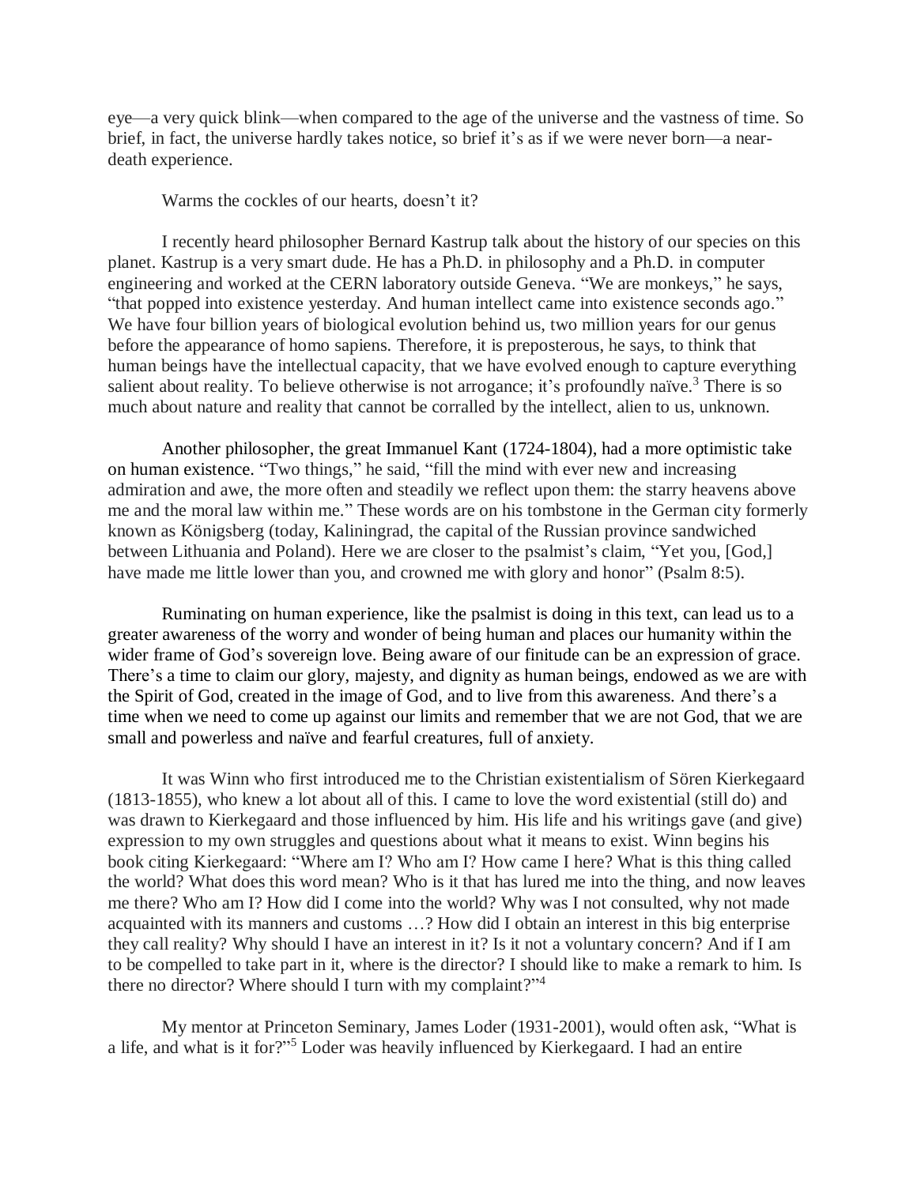eye—a very quick blink—when compared to the age of the universe and the vastness of time. So brief, in fact, the universe hardly takes notice, so brief it's as if we were never born—a near-death experience.

Warms the cockles of our hearts, doesn't it?

I recently heard philosopher Bernard Kastrup talk about the history of our species on this planet. Kastrup is a very smart dude. He has a Ph.D. in philosophy and a Ph.D. in computer engineering and worked at the CERN laboratory outside Geneva. "We are monkeys," he says, "that popped into existence yesterday. And human intellect came into existence seconds ago." We have four billion years of biological evolution behind us, two million years for our genus before the appearance of homo sapiens. Therefore, it is preposterous, he says, to think that human beings have the intellectual capacity, that we have evolved enough to capture everything salient about reality. To believe otherwise is not arrogance; it's profoundly naïve.[3] There is so much about nature and reality that cannot be corralled by the intellect, alien to us, unknown.

Another philosopher, the great Immanuel Kant (1724-1804), had a more optimistic take on human existence. "Two things," he said, "fill the mind with ever new and increasing admiration and awe, the more often and steadily we reflect upon them: the starry heavens above me and the moral law within me." These words are on his tombstone in the German city formerly known as Königsberg (today, Kaliningrad, the capital of the Russian province sandwiched between Lithuania and Poland). Here we are closer to the psalmist's claim, "Yet you, [God,] have made me little lower than you, and crowned me with glory and honor" (Psalm 8:5).

Ruminating on human experience, like the psalmist is doing in this text, can lead us to a greater awareness of the worry and wonder of being human and places our humanity within the wider frame of God's sovereign love. Being aware of our finitude can be an expression of grace. There's a time to claim our glory, majesty, and dignity as human beings, endowed as we are with the Spirit of God, created in the image of God, and to live from this awareness. And there's a time when we need to come up against our limits and remember that we are not God, that we are small and powerless and naïve and fearful creatures, full of anxiety.

It was Winn who first introduced me to the Christian existentialism of Sören Kierkegaard (1813-1855), who knew a lot about all of this. I came to love the word existential (still do) and was drawn to Kierkegaard and those influenced by him. His life and his writings gave (and give) expression to my own struggles and questions about what it means to exist. Winn begins his book citing Kierkegaard: "Where am I? Who am I? How came I here? What is this thing called the world? What does this word mean? Who is it that has lured me into the thing, and now leaves me there? Who am I? How did I come into the world? Why was I not consulted, why not made acquainted with its manners and customs …? How did I obtain an interest in this big enterprise they call reality? Why should I have an interest in it? Is it not a voluntary concern? And if I am to be compelled to take part in it, where is the director? I should like to make a remark to him. Is there no director? Where should I turn with my complaint?"[4]

My mentor at Princeton Seminary, James Loder (1931-2001), would often ask, "What is a life, and what is it for?"[5] Loder was heavily influenced by Kierkegaard. I had an entire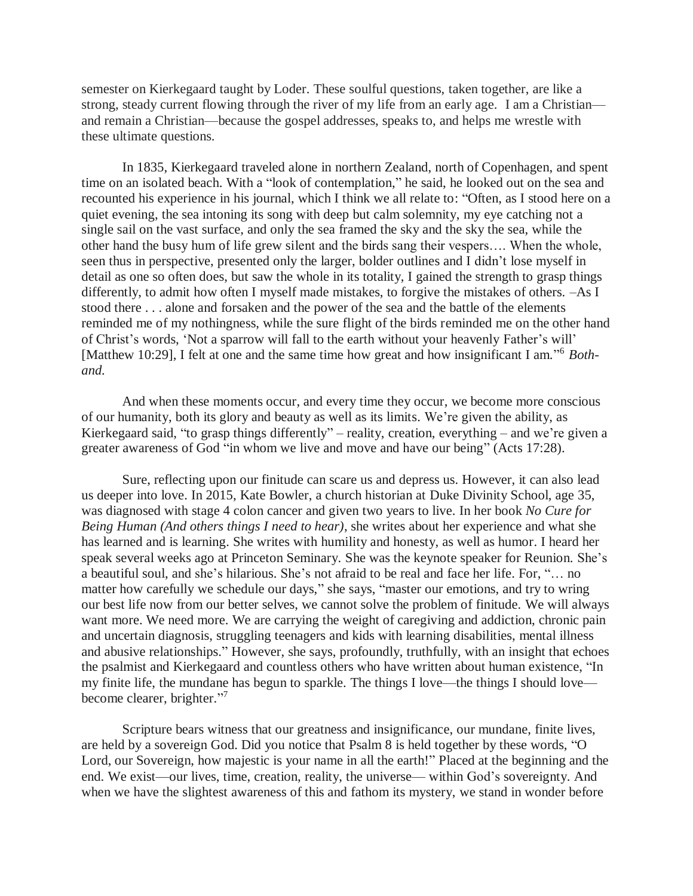semester on Kierkegaard taught by Loder. These soulful questions, taken together, are like a strong, steady current flowing through the river of my life from an early age. I am a Christian—and remain a Christian—because the gospel addresses, speaks to, and helps me wrestle with these ultimate questions.

In 1835, Kierkegaard traveled alone in northern Zealand, north of Copenhagen, and spent time on an isolated beach. With a "look of contemplation," he said, he looked out on the sea and recounted his experience in his journal, which I think we all relate to: "Often, as I stood here on a quiet evening, the sea intoning its song with deep but calm solemnity, my eye catching not a single sail on the vast surface, and only the sea framed the sky and the sky the sea, while the other hand the busy hum of life grew silent and the birds sang their vespers…. When the whole, seen thus in perspective, presented only the larger, bolder outlines and I didn't lose myself in detail as one so often does, but saw the whole in its totality, I gained the strength to grasp things differently, to admit how often I myself made mistakes, to forgive the mistakes of others. –As I stood there . . . alone and forsaken and the power of the sea and the battle of the elements reminded me of my nothingness, while the sure flight of the birds reminded me on the other hand of Christ's words, 'Not a sparrow will fall to the earth without your heavenly Father's will' [Matthew 10:29], I felt at one and the same time how great and how insignificant I am."[6] *Both-and.*

And when these moments occur, and every time they occur, we become more conscious of our humanity, both its glory and beauty as well as its limits. We're given the ability, as Kierkegaard said, "to grasp things differently" – reality, creation, everything – and we're given a greater awareness of God "in whom we live and move and have our being" (Acts 17:28).

Sure, reflecting upon our finitude can scare us and depress us. However, it can also lead us deeper into love. In 2015, Kate Bowler, a church historian at Duke Divinity School, age 35, was diagnosed with stage 4 colon cancer and given two years to live. In her book *No Cure for Being Human (And others things I need to hear)*, she writes about her experience and what she has learned and is learning. She writes with humility and honesty, as well as humor. I heard her speak several weeks ago at Princeton Seminary. She was the keynote speaker for Reunion. She's a beautiful soul, and she's hilarious. She's not afraid to be real and face her life. For, "… no matter how carefully we schedule our days," she says, "master our emotions, and try to wring our best life now from our better selves, we cannot solve the problem of finitude. We will always want more. We need more. We are carrying the weight of caregiving and addiction, chronic pain and uncertain diagnosis, struggling teenagers and kids with learning disabilities, mental illness and abusive relationships." However, she says, profoundly, truthfully, with an insight that echoes the psalmist and Kierkegaard and countless others who have written about human existence, "In my finite life, the mundane has begun to sparkle. The things I love—the things I should love—become clearer, brighter."[7]

Scripture bears witness that our greatness and insignificance, our mundane, finite lives, are held by a sovereign God. Did you notice that Psalm 8 is held together by these words, "O Lord, our Sovereign, how majestic is your name in all the earth!" Placed at the beginning and the end. We exist—our lives, time, creation, reality, the universe— within God's sovereignty. And when we have the slightest awareness of this and fathom its mystery, we stand in wonder before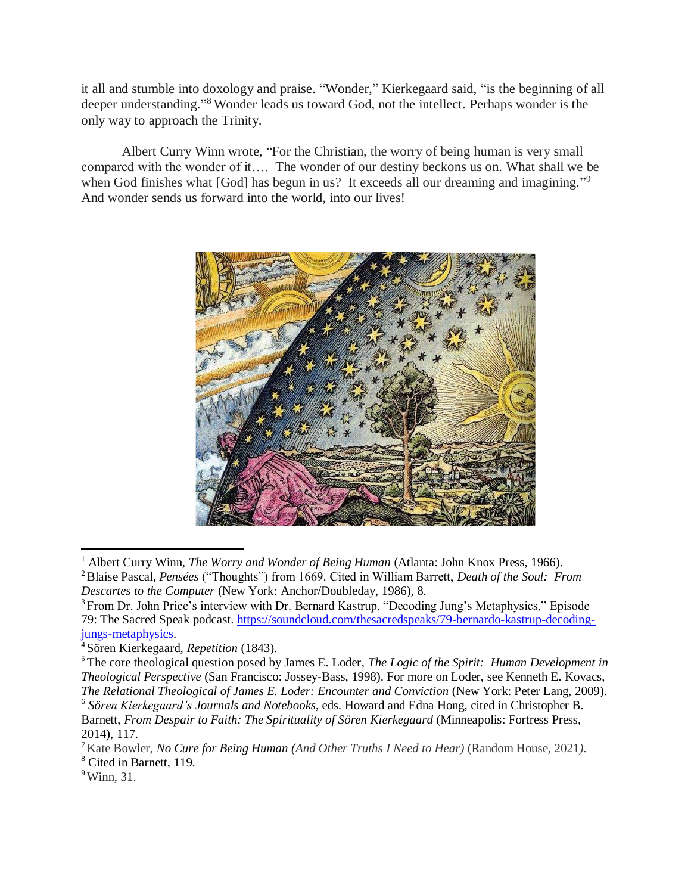it all and stumble into doxology and praise. “Wonder,” Kierkegaard said, “is the beginning of all deeper understanding.”[8] Wonder leads us toward God, not the intellect. Perhaps wonder is the only way to approach the Trinity.

Albert Curry Winn wrote, “For the Christian, the worry of being human is very small compared with the wonder of it…. The wonder of our destiny beckons us on. What shall we be when God finishes what [God] has begun in us? It exceeds all our dreaming and imagining.”[9] And wonder sends us forward into the world, into our lives!

---

[1] Albert Curry Winn, *The Worry and Wonder of Being Human* (Atlanta: John Knox Press, 1966).

[2] Blaise Pascal, *Pensées* (“Thoughts”) from 1669. Cited in William Barrett, *Death of the Soul: From Descartes to the Computer* (New York: Anchor/Doubleday, 1986), 8.

[3] From Dr. John Price’s interview with Dr. Bernard Kastrup, “Decoding Jung’s Metaphysics,” Episode 79: The Sacred Speak podcast. https://soundcloud.com/thesacredspeaks/79-bernardo-kastrup-decoding-jungs-metaphysics.

[4] Sören Kierkegaard, *Repetition* (1843).

[5] The core theological question posed by James E. Loder, *The Logic of the Spirit: Human Development in Theological Perspective* (San Francisco: Jossey-Bass, 1998). For more on Loder, see Kenneth E. Kovacs, *The Relational Theological of James E. Loder: Encounter and Conviction* (New York: Peter Lang, 2009).

[6] *Sören Kierkegaard’s Journals and Notebooks*, eds. Howard and Edna Hong, cited in Christopher B. Barnett, *From Despair to Faith: The Spirituality of Sören Kierkegaard* (Minneapolis: Fortress Press, 2014), 117.

[7] Kate Bowler, *No Cure for Being Human (And Other Truths I Need to Hear)* (Random House, 2021).

[8] Cited in Barnett, 119.

[9] Winn, 31.